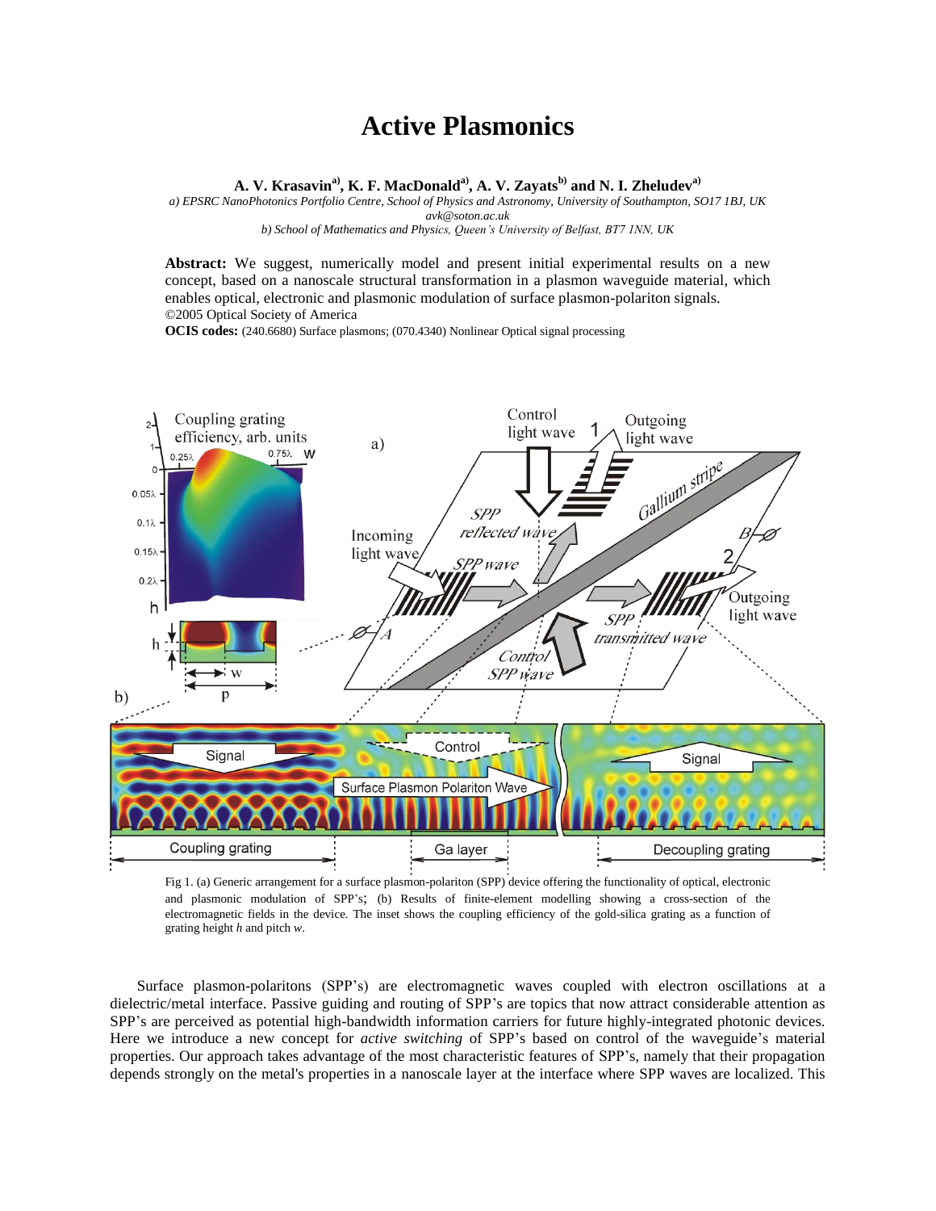# Active Plasmonics

**A. V. Krasavin[a], K. F. MacDonald[a], A. V. Zayats[b] and N. I. Zheludev[a]**

*a) EPSRC NanoPhotonics Portfolio Centre, School of Physics and Astronomy, University of Southampton, SO17 1BJ, UK*
*avk@soton.ac.uk*
*b) School of Mathematics and Physics, Queen's University of Belfast, BT7 1NN, UK*

**Abstract:** We suggest, numerically model and present initial experimental results on a new concept, based on a nanoscale structural transformation in a plasmon waveguide material, which enables optical, electronic and plasmonic modulation of surface plasmon-polariton signals.
©2005 Optical Society of America

**OCIS codes:** (240.6680) Surface plasmons; (070.4340) Nonlinear Optical signal processing

Fig 1. (a) Generic arrangement for a surface plasmon-polariton (SPP) device offering the functionality of optical, electronic and plasmonic modulation of SPP's; (b) Results of finite-element modelling showing a cross-section of the electromagnetic fields in the device. The inset shows the coupling efficiency of the gold-silica grating as a function of grating height *h* and pitch *w*.

Surface plasmon-polaritons (SPP's) are electromagnetic waves coupled with electron oscillations at a dielectric/metal interface. Passive guiding and routing of SPP's are topics that now attract considerable attention as SPP's are perceived as potential high-bandwidth information carriers for future highly-integrated photonic devices. Here we introduce a new concept for *active switching* of SPP's based on control of the waveguide's material properties. Our approach takes advantage of the most characteristic features of SPP's, namely that their propagation depends strongly on the metal's properties in a nanoscale layer at the interface where SPP waves are localized. This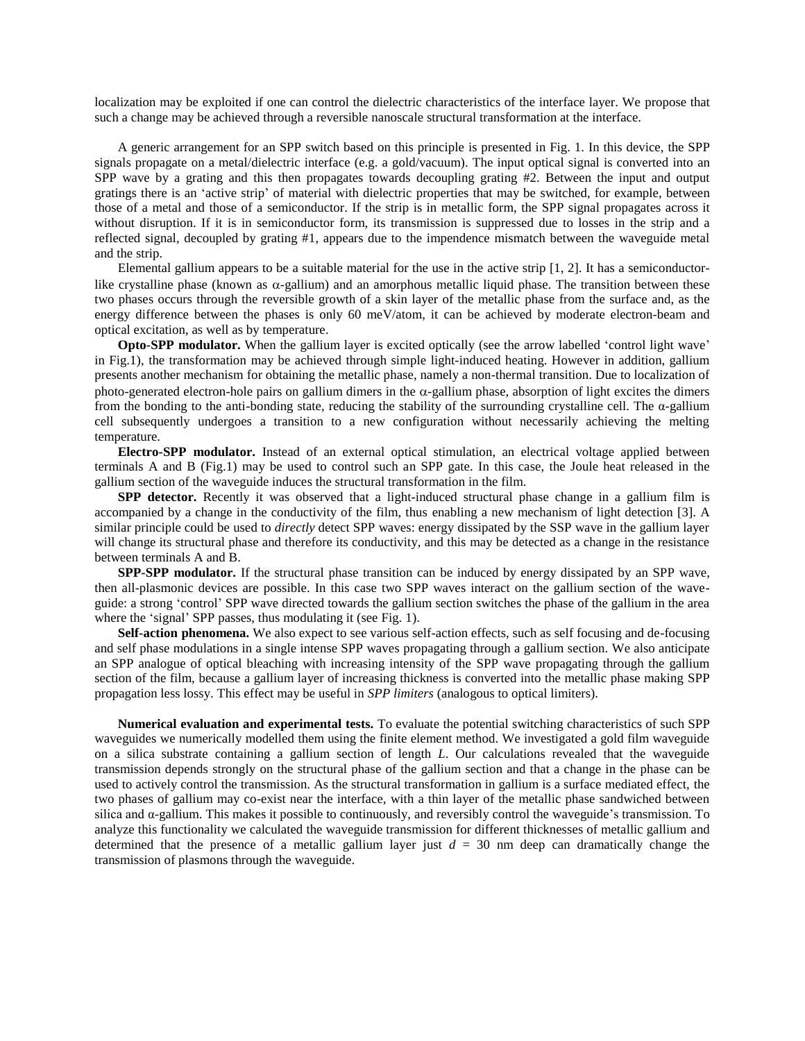localization may be exploited if one can control the dielectric characteristics of the interface layer. We propose that such a change may be achieved through a reversible nanoscale structural transformation at the interface.

A generic arrangement for an SPP switch based on this principle is presented in Fig. 1. In this device, the SPP signals propagate on a metal/dielectric interface (e.g. a gold/vacuum). The input optical signal is converted into an SPP wave by a grating and this then propagates towards decoupling grating #2. Between the input and output gratings there is an 'active strip' of material with dielectric properties that may be switched, for example, between those of a metal and those of a semiconductor. If the strip is in metallic form, the SPP signal propagates across it without disruption. If it is in semiconductor form, its transmission is suppressed due to losses in the strip and a reflected signal, decoupled by grating #1, appears due to the impendence mismatch between the waveguide metal and the strip.

Elemental gallium appears to be a suitable material for the use in the active strip [1, 2]. It has a semiconductor-like crystalline phase (known as $\alpha$-gallium) and an amorphous metallic liquid phase. The transition between these two phases occurs through the reversible growth of a skin layer of the metallic phase from the surface and, as the energy difference between the phases is only 60 meV/atom, it can be achieved by moderate electron-beam and optical excitation, as well as by temperature.

**Opto-SPP modulator.** When the gallium layer is excited optically (see the arrow labelled 'control light wave' in Fig.1), the transformation may be achieved through simple light-induced heating. However in addition, gallium presents another mechanism for obtaining the metallic phase, namely a non-thermal transition. Due to localization of photo-generated electron-hole pairs on gallium dimers in the $\alpha$-gallium phase, absorption of light excites the dimers from the bonding to the anti-bonding state, reducing the stability of the surrounding crystalline cell. The $\alpha$-gallium cell subsequently undergoes a transition to a new configuration without necessarily achieving the melting temperature.

**Electro-SPP modulator.** Instead of an external optical stimulation, an electrical voltage applied between terminals A and B (Fig.1) may be used to control such an SPP gate. In this case, the Joule heat released in the gallium section of the waveguide induces the structural transformation in the film.

**SPP detector.** Recently it was observed that a light-induced structural phase change in a gallium film is accompanied by a change in the conductivity of the film, thus enabling a new mechanism of light detection [3]. A similar principle could be used to *directly* detect SPP waves: energy dissipated by the SSP wave in the gallium layer will change its structural phase and therefore its conductivity, and this may be detected as a change in the resistance between terminals A and B.

**SPP-SPP modulator.** If the structural phase transition can be induced by energy dissipated by an SPP wave, then all-plasmonic devices are possible. In this case two SPP waves interact on the gallium section of the wave-guide: a strong 'control' SPP wave directed towards the gallium section switches the phase of the gallium in the area where the 'signal' SPP passes, thus modulating it (see Fig. 1).

**Self-action phenomena.** We also expect to see various self-action effects, such as self focusing and de-focusing and self phase modulations in a single intense SPP waves propagating through a gallium section. We also anticipate an SPP analogue of optical bleaching with increasing intensity of the SPP wave propagating through the gallium section of the film, because a gallium layer of increasing thickness is converted into the metallic phase making SPP propagation less lossy. This effect may be useful in *SPP limiters* (analogous to optical limiters).

**Numerical evaluation and experimental tests.** To evaluate the potential switching characteristics of such SPP waveguides we numerically modelled them using the finite element method. We investigated a gold film waveguide on a silica substrate containing a gallium section of length $L$. Our calculations revealed that the waveguide transmission depends strongly on the structural phase of the gallium section and that a change in the phase can be used to actively control the transmission. As the structural transformation in gallium is a surface mediated effect, the two phases of gallium may co-exist near the interface, with a thin layer of the metallic phase sandwiched between silica and $\alpha$-gallium. This makes it possible to continuously, and reversibly control the waveguide's transmission. To analyze this functionality we calculated the waveguide transmission for different thicknesses of metallic gallium and determined that the presence of a metallic gallium layer just $d$ = 30 nm deep can dramatically change the transmission of plasmons through the waveguide.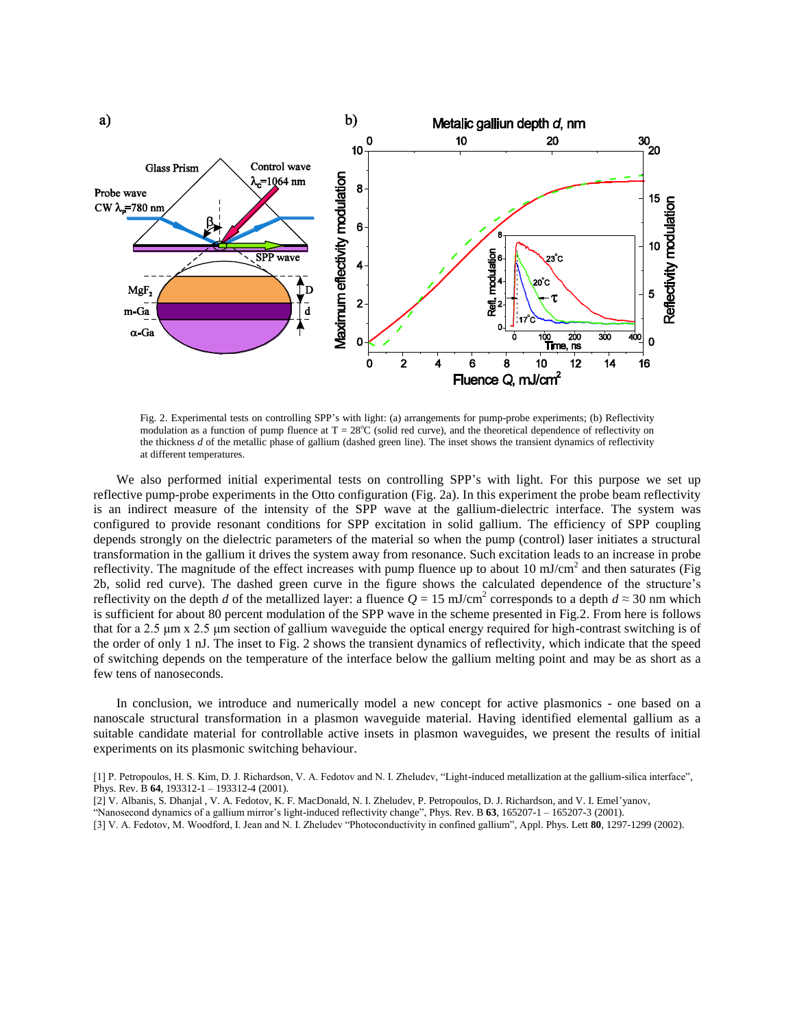a)

Glass Prism

Control wave

$\lambda_c$=1064 nm

Probe wave

CW $\lambda_p$=780 nm

β

SPP wave

$MgF_2$

m-Ga

α-Ga

D

d

b)

Metalic galliun depth *d*, nm

0 10 20 30

Maximum eflectivity modulation

0 2 4 6 8 10

Reflectivity modulation

0 5 10 15 20

Fluence *Q*, mJ/cm$^2$

0 2 4 6 8 10 12 14 16

Refl. modulation

0 2 4 6 8

Time, ns

0 100 200 300 400

23°C

20°C

17°C

τ

Fig. 2. Experimental tests on controlling SPP's with light: (a) arrangements for pump-probe experiments; (b) Reflectivity modulation as a function of pump fluence at T = 28°C (solid red curve), and the theoretical dependence of reflectivity on the thickness *d* of the metallic phase of gallium (dashed green line). The inset shows the transient dynamics of reflectivity at different temperatures.

We also performed initial experimental tests on controlling SPP's with light. For this purpose we set up reflective pump-probe experiments in the Otto configuration (Fig. 2a). In this experiment the probe beam reflectivity is an indirect measure of the intensity of the SPP wave at the gallium-dielectric interface. The system was configured to provide resonant conditions for SPP excitation in solid gallium. The efficiency of SPP coupling depends strongly on the dielectric parameters of the material so when the pump (control) laser initiates a structural transformation in the gallium it drives the system away from resonance. Such excitation leads to an increase in probe reflectivity. The magnitude of the effect increases with pump fluence up to about 10 mJ/cm$^2$ and then saturates (Fig 2b, solid red curve). The dashed green curve in the figure shows the calculated dependence of the structure's reflectivity on the depth *d* of the metallized layer: a fluence $Q$ = 15 mJ/cm$^2$ corresponds to a depth $d \approx 30$ nm which is sufficient for about 80 percent modulation of the SPP wave in the scheme presented in Fig.2. From here is follows that for a 2.5 μm x 2.5 μm section of gallium waveguide the optical energy required for high-contrast switching is of the order of only 1 nJ. The inset to Fig. 2 shows the transient dynamics of reflectivity, which indicate that the speed of switching depends on the temperature of the interface below the gallium melting point and may be as short as a few tens of nanoseconds.

In conclusion, we introduce and numerically model a new concept for active plasmonics - one based on a nanoscale structural transformation in a plasmon waveguide material. Having identified elemental gallium as a suitable candidate material for controllable active insets in plasmon waveguides, we present the results of initial experiments on its plasmonic switching behaviour.

[1] P. Petropoulos, H. S. Kim, D. J. Richardson, V. A. Fedotov and N. I. Zheludev, "Light-induced metallization at the gallium-silica interface", Phys. Rev. B **64**, 193312-1 – 193312-4 (2001).

[2] V. Albanis, S. Dhanjal , V. A. Fedotov, K. F. MacDonald, N. I. Zheludev, P. Petropoulos, D. J. Richardson, and V. I. Emel'yanov, "Nanosecond dynamics of a gallium mirror's light-induced reflectivity change", Phys. Rev. B **63**, 165207-1 – 165207-3 (2001).

[3] V. A. Fedotov, M. Woodford, I. Jean and N. I. Zheludev "Photoconductivity in confined gallium", Appl. Phys. Lett **80**, 1297-1299 (2002).